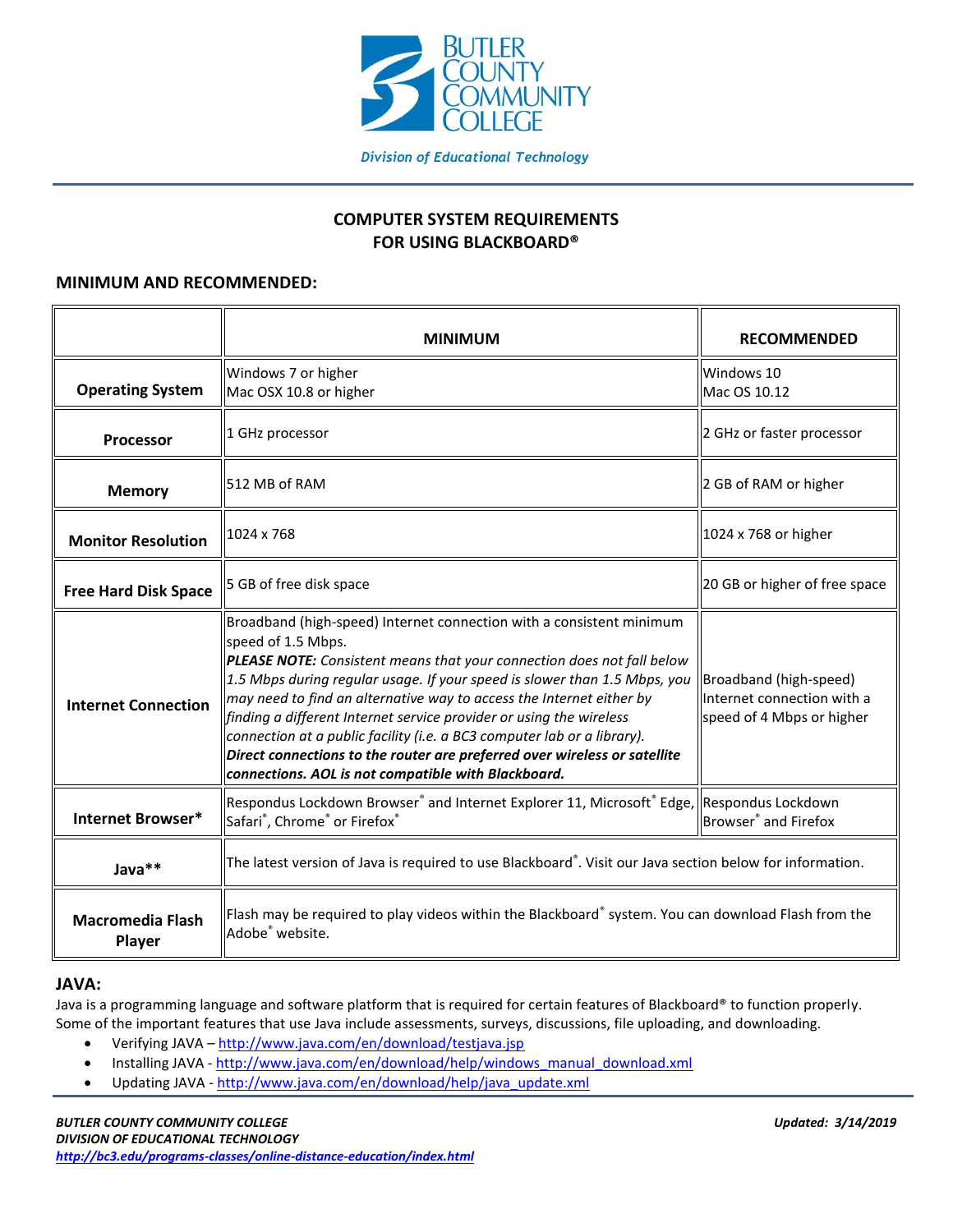BUTLER COUNTY COMMUNITY COLLEGE

*Division of Educational Technology*

# COMPUTER SYSTEM REQUIREMENTS FOR USING BLACKBOARD®

## MINIMUM AND RECOMMENDED:

| | MINIMUM | RECOMMENDED |
|---|---|---|
| **Operating System** | Windows 7 or higher<br>Mac OSX 10.8 or higher | Windows 10<br>Mac OS 10.12 |
| **Processor** | 1 GHz processor | 2 GHz or faster processor |
| **Memory** | 512 MB of RAM | 2 GB of RAM or higher |
| **Monitor Resolution** | 1024 x 768 | 1024 x 768 or higher |
| **Free Hard Disk Space** | 5 GB of free disk space | 20 GB or higher of free space |
| **Internet Connection** | Broadband (high-speed) Internet connection with a consistent minimum speed of 1.5 Mbps.<br>***PLEASE NOTE:*** *Consistent means that your connection does not fall below 1.5 Mbps during regular usage. If your speed is slower than 1.5 Mbps, you may need to find an alternative way to access the Internet either by finding a different Internet service provider or using the wireless connection at a public facility (i.e. a BC3 computer lab or a library).*<br>***Direct connections to the router are preferred over wireless or satellite connections. AOL is not compatible with Blackboard.*** | Broadband (high-speed) Internet connection with a speed of 4 Mbps or higher |
| **Internet Browser*** | Respondus Lockdown Browser® and Internet Explorer 11, Microsoft® Edge, Safari®, Chrome® or Firefox® | Respondus Lockdown Browser® and Firefox |
| **Java**** | The latest version of Java is required to use Blackboard®. Visit our Java section below for information. | |
| **Macromedia Flash Player** | Flash may be required to play videos within the Blackboard® system. You can download Flash from the Adobe® website. | |

## JAVA:

Java is a programming language and software platform that is required for certain features of Blackboard® to function properly. Some of the important features that use Java include assessments, surveys, discussions, file uploading, and downloading.

- Verifying JAVA – http://www.java.com/en/download/testjava.jsp
- Installing JAVA - http://www.java.com/en/download/help/windows_manual_download.xml
- Updating JAVA - http://www.java.com/en/download/help/java_update.xml

***BUTLER COUNTY COMMUNITY COLLEGE***
***DIVISION OF EDUCATIONAL TECHNOLOGY***
***http://bc3.edu/programs-classes/online-distance-education/index.html***

***Updated: 3/14/2019***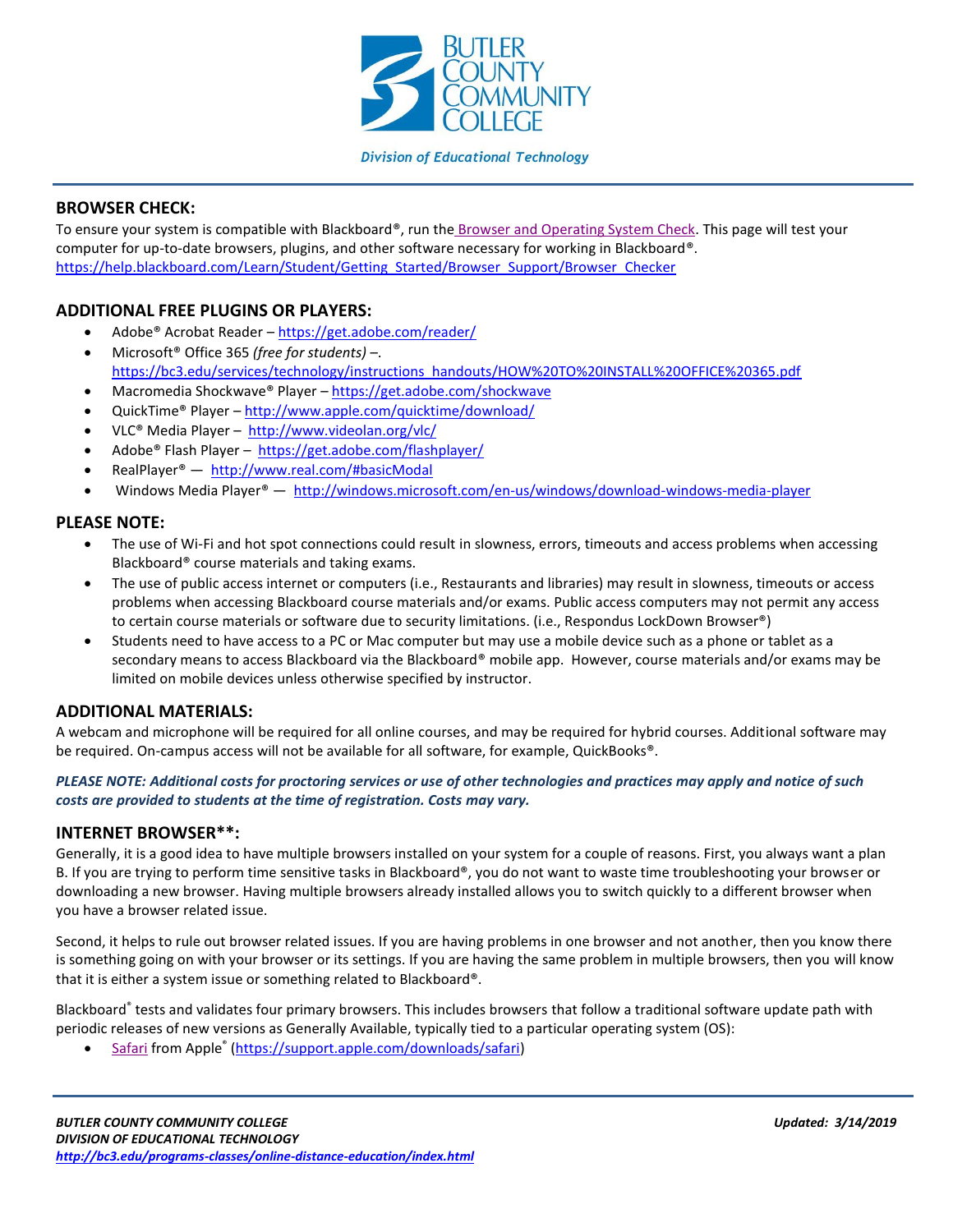Butler County Community College

*Division of Educational Technology*

## BROWSER CHECK:

To ensure your system is compatible with Blackboard®, run the Browser and Operating System Check. This page will test your computer for up-to-date browsers, plugins, and other software necessary for working in Blackboard®.
https://help.blackboard.com/Learn/Student/Getting_Started/Browser_Support/Browser_Checker

## ADDITIONAL FREE PLUGINS OR PLAYERS:

- Adobe® Acrobat Reader – https://get.adobe.com/reader/
- Microsoft® Office 365 *(free for students)* –. https://bc3.edu/services/technology/instructions_handouts/HOW%20TO%20INSTALL%20OFFICE%20365.pdf
- Macromedia Shockwave® Player – https://get.adobe.com/shockwave
- QuickTime® Player – http://www.apple.com/quicktime/download/
- VLC® Media Player – http://www.videolan.org/vlc/
- Adobe® Flash Player – https://get.adobe.com/flashplayer/
- RealPlayer® — http://www.real.com/#basicModal
- Windows Media Player® — http://windows.microsoft.com/en-us/windows/download-windows-media-player

## PLEASE NOTE:

- The use of Wi-Fi and hot spot connections could result in slowness, errors, timeouts and access problems when accessing Blackboard® course materials and taking exams.
- The use of public access internet or computers (i.e., Restaurants and libraries) may result in slowness, timeouts or access problems when accessing Blackboard course materials and/or exams. Public access computers may not permit any access to certain course materials or software due to security limitations. (i.e., Respondus LockDown Browser®)
- Students need to have access to a PC or Mac computer but may use a mobile device such as a phone or tablet as a secondary means to access Blackboard via the Blackboard® mobile app. However, course materials and/or exams may be limited on mobile devices unless otherwise specified by instructor.

## ADDITIONAL MATERIALS:

A webcam and microphone will be required for all online courses, and may be required for hybrid courses. Additional software may be required. On-campus access will not be available for all software, for example, QuickBooks®.

***PLEASE NOTE: Additional costs for proctoring services or use of other technologies and practices may apply and notice of such costs are provided to students at the time of registration. Costs may vary.***

## INTERNET BROWSER**:

Generally, it is a good idea to have multiple browsers installed on your system for a couple of reasons. First, you always want a plan B. If you are trying to perform time sensitive tasks in Blackboard®, you do not want to waste time troubleshooting your browser or downloading a new browser. Having multiple browsers already installed allows you to switch quickly to a different browser when you have a browser related issue.

Second, it helps to rule out browser related issues. If you are having problems in one browser and not another, then you know there is something going on with your browser or its settings. If you are having the same problem in multiple browsers, then you will know that it is either a system issue or something related to Blackboard®.

Blackboard® tests and validates four primary browsers. This includes browsers that follow a traditional software update path with periodic releases of new versions as Generally Available, typically tied to a particular operating system (OS):

- Safari from Apple® (https://support.apple.com/downloads/safari)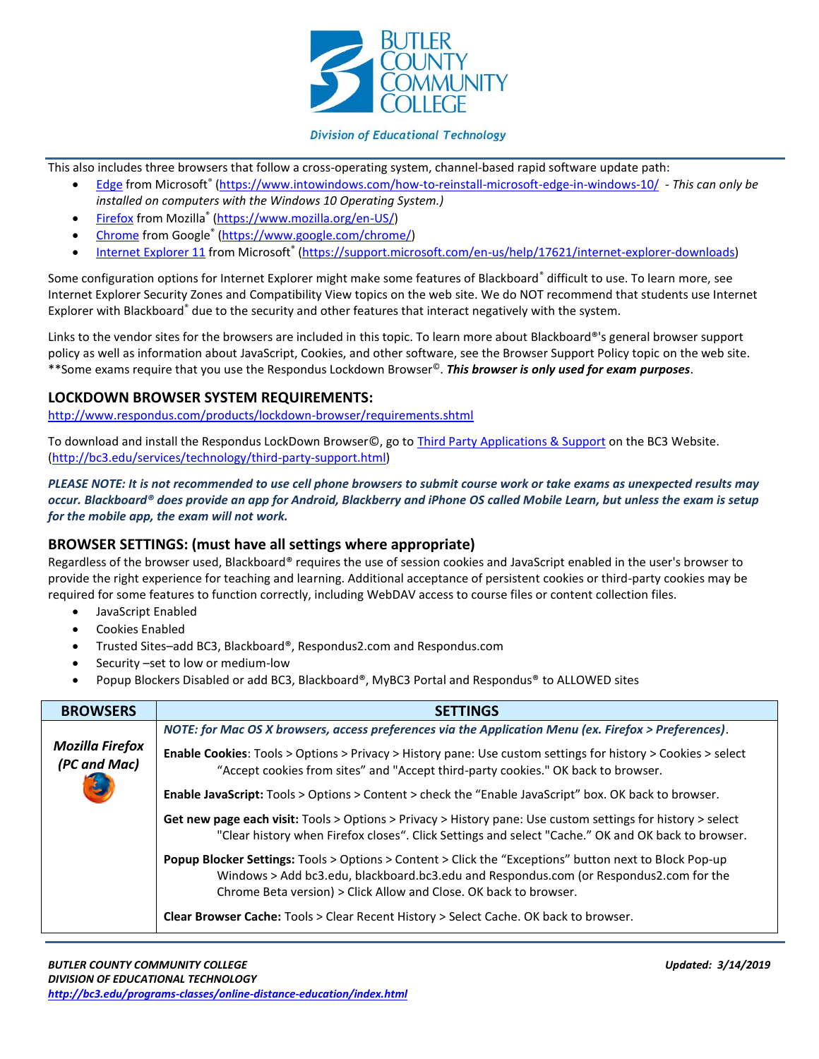This also includes three browsers that follow a cross-operating system, channel-based rapid software update path:

- Edge from Microsoft® (https://www.intowindows.com/how-to-reinstall-microsoft-edge-in-windows-10/ - *This can only be installed on computers with the Windows 10 Operating System.)*
- Firefox from Mozilla® (https://www.mozilla.org/en-US/)
- Chrome from Google® (https://www.google.com/chrome/)
- Internet Explorer 11 from Microsoft® (https://support.microsoft.com/en-us/help/17621/internet-explorer-downloads)

Some configuration options for Internet Explorer might make some features of Blackboard® difficult to use. To learn more, see Internet Explorer Security Zones and Compatibility View topics on the web site. We do NOT recommend that students use Internet Explorer with Blackboard® due to the security and other features that interact negatively with the system.

Links to the vendor sites for the browsers are included in this topic. To learn more about Blackboard®'s general browser support policy as well as information about JavaScript, Cookies, and other software, see the Browser Support Policy topic on the web site. **Some exams require that you use the Respondus Lockdown Browser©. ***This browser is only used for exam purposes***.

## LOCKDOWN BROWSER SYSTEM REQUIREMENTS:

http://www.respondus.com/products/lockdown-browser/requirements.shtml

To download and install the Respondus LockDown Browser©, go to Third Party Applications & Support on the BC3 Website. (http://bc3.edu/services/technology/third-party-support.html)

***PLEASE NOTE: It is not recommended to use cell phone browsers to submit course work or take exams as unexpected results may occur. Blackboard® does provide an app for Android, Blackberry and iPhone OS called Mobile Learn, but unless the exam is setup for the mobile app, the exam will not work.***

## BROWSER SETTINGS: (must have all settings where appropriate)

Regardless of the browser used, Blackboard® requires the use of session cookies and JavaScript enabled in the user's browser to provide the right experience for teaching and learning. Additional acceptance of persistent cookies or third-party cookies may be required for some features to function correctly, including WebDAV access to course files or content collection files.

- JavaScript Enabled
- Cookies Enabled
- Trusted Sites–add BC3, Blackboard®, Respondus2.com and Respondus.com
- Security –set to low or medium-low
- Popup Blockers Disabled or add BC3, Blackboard®, MyBC3 Portal and Respondus® to ALLOWED sites

| BROWSERS | SETTINGS |
|---|---|
| ***Mozilla Firefox (PC and Mac)*** | ***NOTE: for Mac OS X browsers, access preferences via the Application Menu (ex. Firefox > Preferences)***.<br><br>**Enable Cookies**: Tools > Options > Privacy > History pane: Use custom settings for history > Cookies > select "Accept cookies from sites" and "Accept third-party cookies." OK back to browser.<br><br>**Enable JavaScript:** Tools > Options > Content > check the "Enable JavaScript" box. OK back to browser.<br><br>**Get new page each visit:** Tools > Options > Privacy > History pane: Use custom settings for history > select "Clear history when Firefox closes". Click Settings and select "Cache." OK and OK back to browser.<br><br>**Popup Blocker Settings:** Tools > Options > Content > Click the "Exceptions" button next to Block Pop-up Windows > Add bc3.edu, blackboard.bc3.edu and Respondus.com (or Respondus2.com for the Chrome Beta version) > Click Allow and Close. OK back to browser.<br><br>**Clear Browser Cache:** Tools > Clear Recent History > Select Cache. OK back to browser. |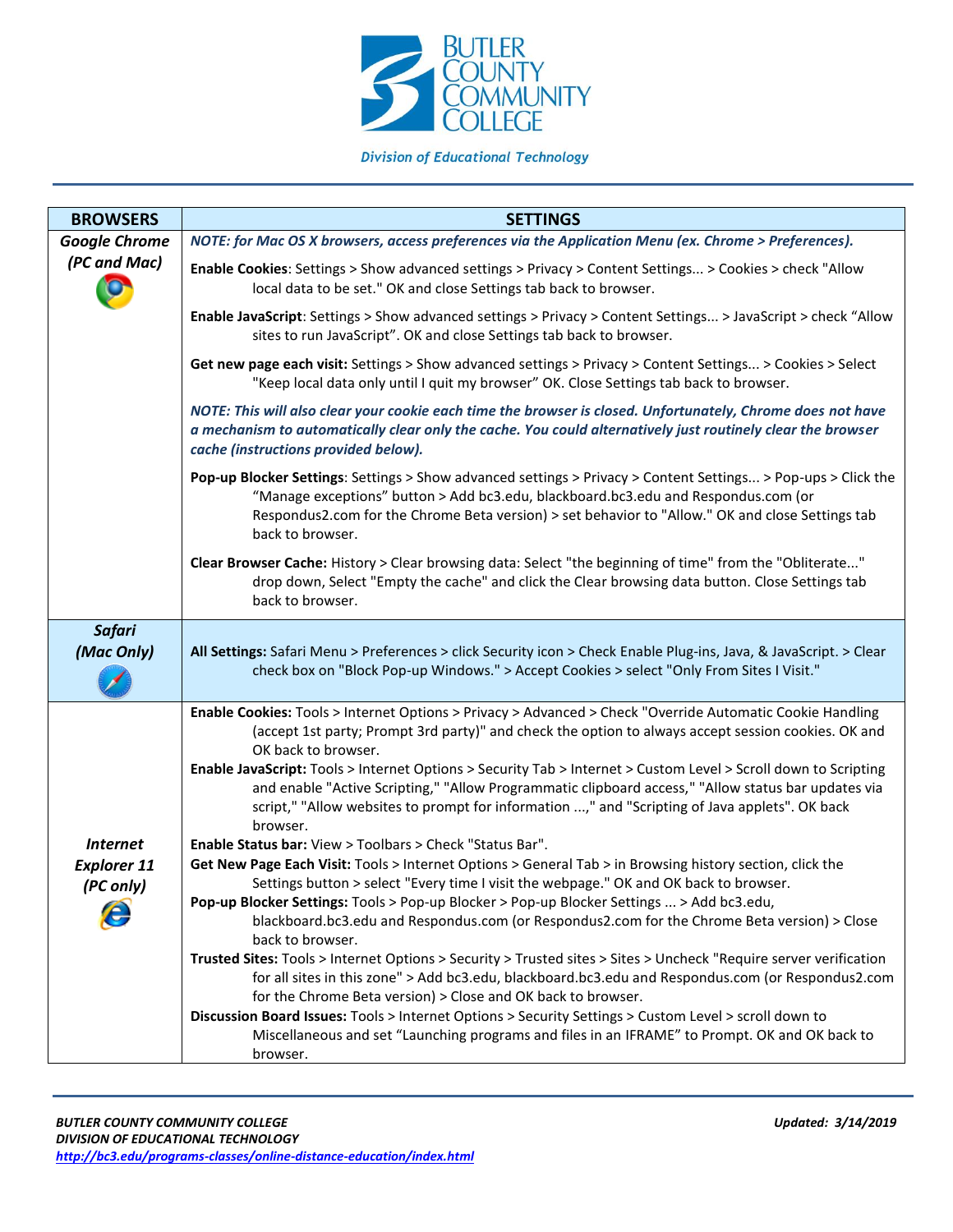BUTLER COUNTY COMMUNITY COLLEGE

*Division of Educational Technology*

| BROWSERS | SETTINGS |
| --- | --- |
| ***Google Chrome (PC and Mac)*** | ***NOTE: for Mac OS X browsers, access preferences via the Application Menu (ex. Chrome > Preferences).*** <br><br> **Enable Cookies**: Settings > Show advanced settings > Privacy > Content Settings... > Cookies > check "Allow local data to be set." OK and close Settings tab back to browser. <br><br> **Enable JavaScript**: Settings > Show advanced settings > Privacy > Content Settings... > JavaScript > check "Allow sites to run JavaScript". OK and close Settings tab back to browser. <br><br> **Get new page each visit:** Settings > Show advanced settings > Privacy > Content Settings... > Cookies > Select "Keep local data only until I quit my browser" OK. Close Settings tab back to browser. <br><br> ***NOTE: This will also clear your cookie each time the browser is closed. Unfortunately, Chrome does not have a mechanism to automatically clear only the cache. You could alternatively just routinely clear the browser cache (instructions provided below).*** <br><br> **Pop-up Blocker Settings**: Settings > Show advanced settings > Privacy > Content Settings... > Pop-ups > Click the "Manage exceptions" button > Add bc3.edu, blackboard.bc3.edu and Respondus.com (or Respondus2.com for the Chrome Beta version) > set behavior to "Allow." OK and close Settings tab back to browser. <br><br> **Clear Browser Cache:** History > Clear browsing data: Select "the beginning of time" from the "Obliterate..." drop down, Select "Empty the cache" and click the Clear browsing data button. Close Settings tab back to browser. |
| ***Safari (Mac Only)*** | **All Settings:** Safari Menu > Preferences > click Security icon > Check Enable Plug-ins, Java, & JavaScript. > Clear check box on "Block Pop-up Windows." > Accept Cookies > select "Only From Sites I Visit." |
| ***Internet Explorer 11 (PC only)*** | **Enable Cookies:** Tools > Internet Options > Privacy > Advanced > Check "Override Automatic Cookie Handling (accept 1st party; Prompt 3rd party)" and check the option to always accept session cookies. OK and OK back to browser. <br> **Enable JavaScript:** Tools > Internet Options > Security Tab > Internet > Custom Level > Scroll down to Scripting and enable "Active Scripting," "Allow Programmatic clipboard access," "Allow status bar updates via script," "Allow websites to prompt for information ...," and "Scripting of Java applets". OK back to browser. <br> **Enable Status bar:** View > Toolbars > Check "Status Bar". <br> **Get New Page Each Visit:** Tools > Internet Options > General Tab > in Browsing history section, click the Settings button > select "Every time I visit the webpage." OK and OK back to browser. <br> **Pop-up Blocker Settings:** Tools > Pop-up Blocker > Pop-up Blocker Settings ... > Add bc3.edu, blackboard.bc3.edu and Respondus.com (or Respondus2.com for the Chrome Beta version) > Close back to browser. <br> **Trusted Sites:** Tools > Internet Options > Security > Trusted sites > Sites > Uncheck "Require server verification for all sites in this zone" > Add bc3.edu, blackboard.bc3.edu and Respondus.com (or Respondus2.com for the Chrome Beta version) > Close and OK back to browser. <br> **Discussion Board Issues:** Tools > Internet Options > Security Settings > Custom Level > scroll down to Miscellaneous and set "Launching programs and files in an IFRAME" to Prompt. OK and OK back to browser. |

***BUTLER COUNTY COMMUNITY COLLEGE***
***DIVISION OF EDUCATIONAL TECHNOLOGY***
***http://bc3.edu/programs-classes/online-distance-education/index.html***

***Updated: 3/14/2019***